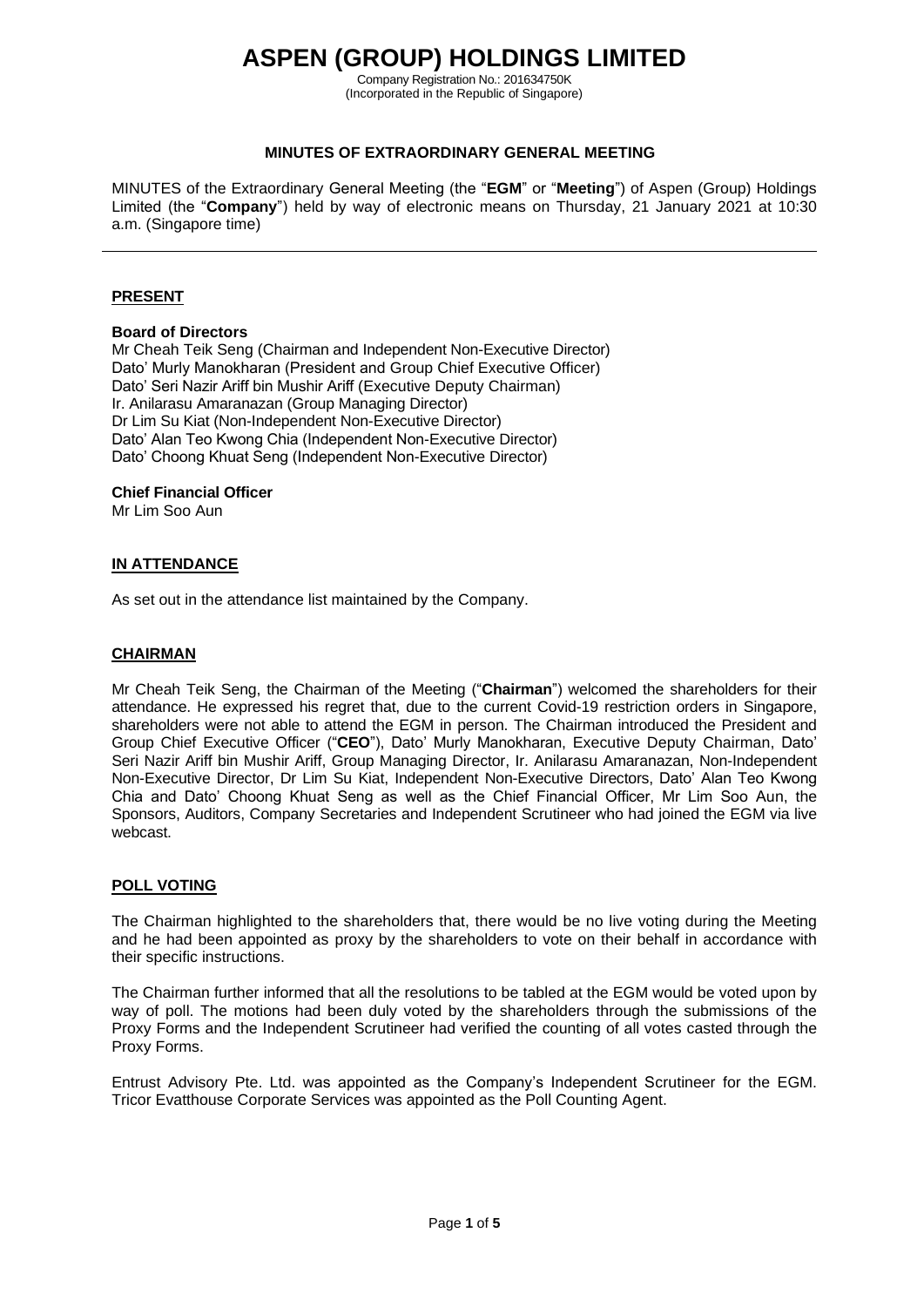# ASPEN (GROUP) HOLDINGS LIMITED

Company Registration No.: 201634750K
(Incorporated in the Republic of Singapore)

## MINUTES OF EXTRAORDINARY GENERAL MEETING

MINUTES of the Extraordinary General Meeting (the "**EGM**" or "**Meeting**") of Aspen (Group) Holdings Limited (the "**Company**") held by way of electronic means on Thursday, 21 January 2021 at 10:30 a.m. (Singapore time)

---

### PRESENT

**Board of Directors**
Mr Cheah Teik Seng (Chairman and Independent Non-Executive Director)
Dato' Murly Manokharan (President and Group Chief Executive Officer)
Dato' Seri Nazir Ariff bin Mushir Ariff (Executive Deputy Chairman)
Ir. Anilarasu Amaranazan (Group Managing Director)
Dr Lim Su Kiat (Non-Independent Non-Executive Director)
Dato' Alan Teo Kwong Chia (Independent Non-Executive Director)
Dato' Choong Khuat Seng (Independent Non-Executive Director)

**Chief Financial Officer**
Mr Lim Soo Aun

### IN ATTENDANCE

As set out in the attendance list maintained by the Company.

### CHAIRMAN

Mr Cheah Teik Seng, the Chairman of the Meeting ("**Chairman**") welcomed the shareholders for their attendance. He expressed his regret that, due to the current Covid-19 restriction orders in Singapore, shareholders were not able to attend the EGM in person. The Chairman introduced the President and Group Chief Executive Officer ("**CEO**"), Dato' Murly Manokharan, Executive Deputy Chairman, Dato' Seri Nazir Ariff bin Mushir Ariff, Group Managing Director, Ir. Anilarasu Amaranazan, Non-Independent Non-Executive Director, Dr Lim Su Kiat, Independent Non-Executive Directors, Dato' Alan Teo Kwong Chia and Dato' Choong Khuat Seng as well as the Chief Financial Officer, Mr Lim Soo Aun, the Sponsors, Auditors, Company Secretaries and Independent Scrutineer who had joined the EGM via live webcast.

### POLL VOTING

The Chairman highlighted to the shareholders that, there would be no live voting during the Meeting and he had been appointed as proxy by the shareholders to vote on their behalf in accordance with their specific instructions.

The Chairman further informed that all the resolutions to be tabled at the EGM would be voted upon by way of poll. The motions had been duly voted by the shareholders through the submissions of the Proxy Forms and the Independent Scrutineer had verified the counting of all votes casted through the Proxy Forms.

Entrust Advisory Pte. Ltd. was appointed as the Company's Independent Scrutineer for the EGM. Tricor Evatthouse Corporate Services was appointed as the Poll Counting Agent.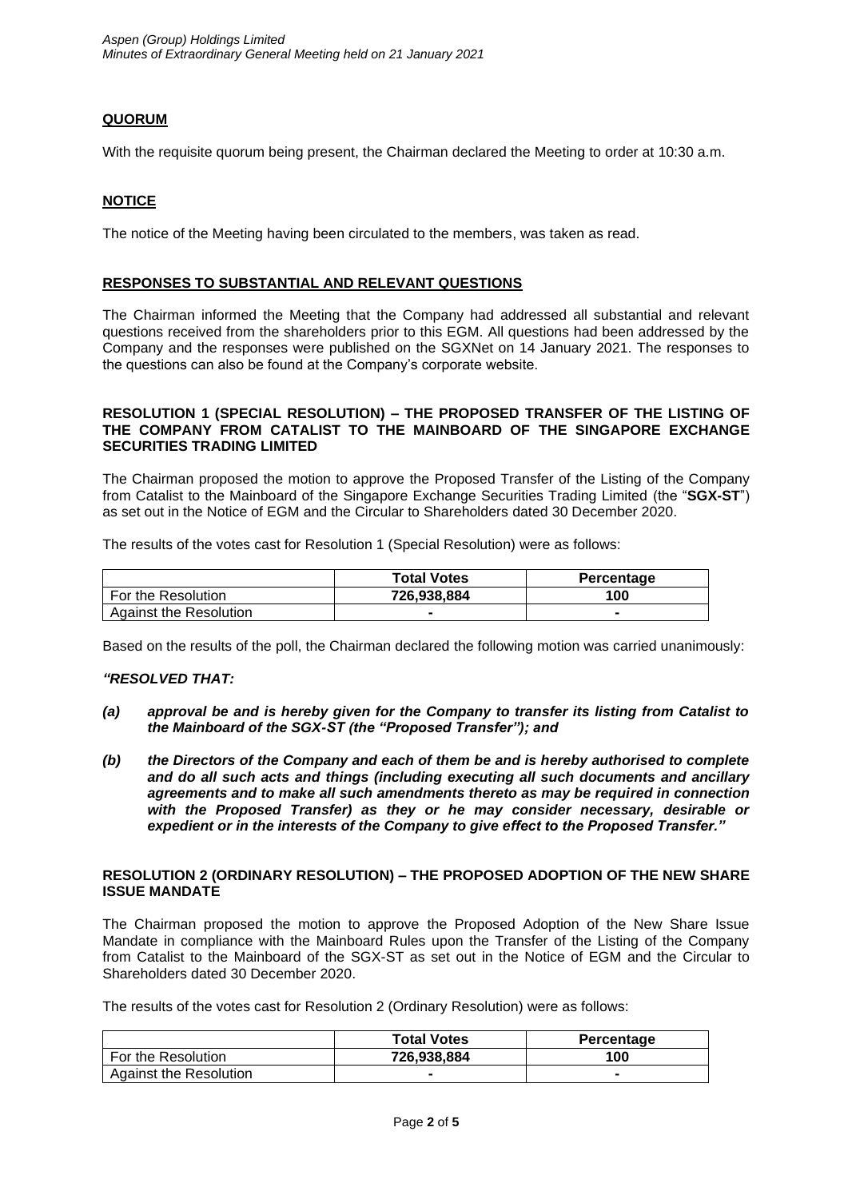**QUORUM**

With the requisite quorum being present, the Chairman declared the Meeting to order at 10:30 a.m.

**NOTICE**

The notice of the Meeting having been circulated to the members, was taken as read.

**RESPONSES TO SUBSTANTIAL AND RELEVANT QUESTIONS**

The Chairman informed the Meeting that the Company had addressed all substantial and relevant questions received from the shareholders prior to this EGM. All questions had been addressed by the Company and the responses were published on the SGXNet on 14 January 2021. The responses to the questions can also be found at the Company's corporate website.

**RESOLUTION 1 (SPECIAL RESOLUTION) – THE PROPOSED TRANSFER OF THE LISTING OF THE COMPANY FROM CATALIST TO THE MAINBOARD OF THE SINGAPORE EXCHANGE SECURITIES TRADING LIMITED**

The Chairman proposed the motion to approve the Proposed Transfer of the Listing of the Company from Catalist to the Mainboard of the Singapore Exchange Securities Trading Limited (the "**SGX-ST**") as set out in the Notice of EGM and the Circular to Shareholders dated 30 December 2020.

The results of the votes cast for Resolution 1 (Special Resolution) were as follows:

| | **Total Votes** | **Percentage** |
|---|---|---|
| For the Resolution | **726,938,884** | **100** |
| Against the Resolution | **-** | **-** |

Based on the results of the poll, the Chairman declared the following motion was carried unanimously:

***"RESOLVED THAT:***

***(a) approval be and is hereby given for the Company to transfer its listing from Catalist to the Mainboard of the SGX-ST (the "Proposed Transfer"); and***

***(b) the Directors of the Company and each of them be and is hereby authorised to complete and do all such acts and things (including executing all such documents and ancillary agreements and to make all such amendments thereto as may be required in connection with the Proposed Transfer) as they or he may consider necessary, desirable or expedient or in the interests of the Company to give effect to the Proposed Transfer."***

**RESOLUTION 2 (ORDINARY RESOLUTION) – THE PROPOSED ADOPTION OF THE NEW SHARE ISSUE MANDATE**

The Chairman proposed the motion to approve the Proposed Adoption of the New Share Issue Mandate in compliance with the Mainboard Rules upon the Transfer of the Listing of the Company from Catalist to the Mainboard of the SGX-ST as set out in the Notice of EGM and the Circular to Shareholders dated 30 December 2020.

The results of the votes cast for Resolution 2 (Ordinary Resolution) were as follows:

| | **Total Votes** | **Percentage** |
|---|---|---|
| For the Resolution | **726,938,884** | **100** |
| Against the Resolution | **-** | **-** |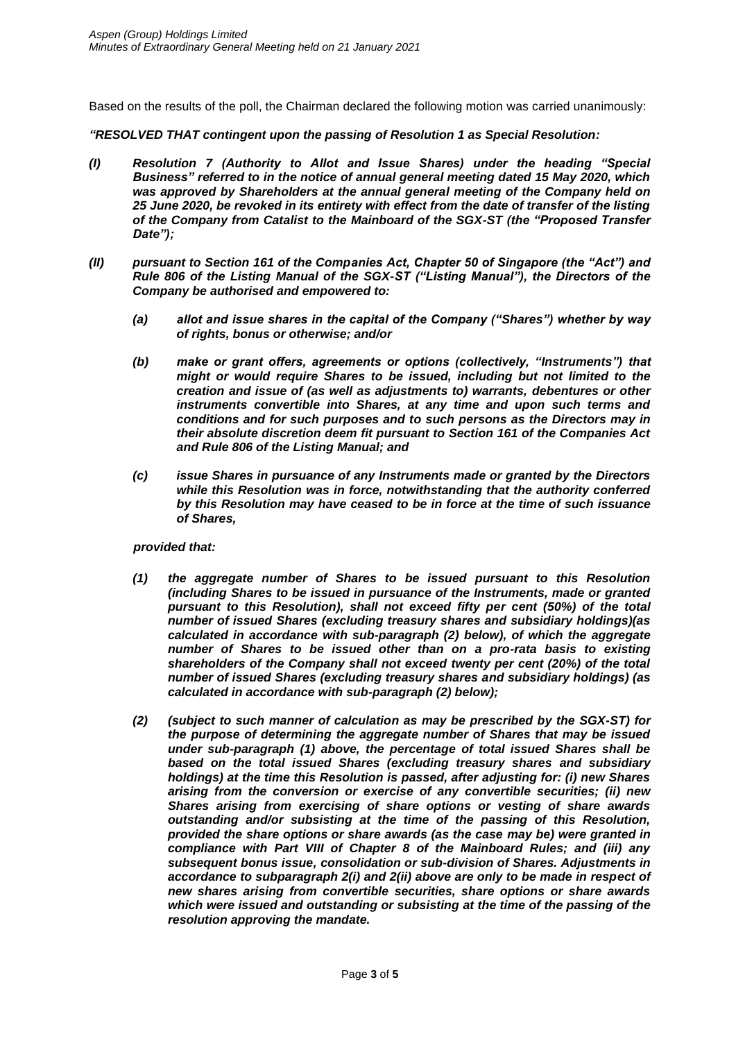Based on the results of the poll, the Chairman declared the following motion was carried unanimously:

***"RESOLVED THAT contingent upon the passing of Resolution 1 as Special Resolution:***

***(I) Resolution 7 (Authority to Allot and Issue Shares) under the heading "Special Business" referred to in the notice of annual general meeting dated 15 May 2020, which was approved by Shareholders at the annual general meeting of the Company held on 25 June 2020, be revoked in its entirety with effect from the date of transfer of the listing of the Company from Catalist to the Mainboard of the SGX-ST (the "Proposed Transfer Date");***

***(II) pursuant to Section 161 of the Companies Act, Chapter 50 of Singapore (the "Act") and Rule 806 of the Listing Manual of the SGX-ST ("Listing Manual"), the Directors of the Company be authorised and empowered to:***

***(a) allot and issue shares in the capital of the Company ("Shares") whether by way of rights, bonus or otherwise; and/or***

***(b) make or grant offers, agreements or options (collectively, "Instruments") that might or would require Shares to be issued, including but not limited to the creation and issue of (as well as adjustments to) warrants, debentures or other instruments convertible into Shares, at any time and upon such terms and conditions and for such purposes and to such persons as the Directors may in their absolute discretion deem fit pursuant to Section 161 of the Companies Act and Rule 806 of the Listing Manual; and***

***(c) issue Shares in pursuance of any Instruments made or granted by the Directors while this Resolution was in force, notwithstanding that the authority conferred by this Resolution may have ceased to be in force at the time of such issuance of Shares,***

***provided that:***

***(1) the aggregate number of Shares to be issued pursuant to this Resolution (including Shares to be issued in pursuance of the Instruments, made or granted pursuant to this Resolution), shall not exceed fifty per cent (50%) of the total number of issued Shares (excluding treasury shares and subsidiary holdings)(as calculated in accordance with sub-paragraph (2) below), of which the aggregate number of Shares to be issued other than on a pro-rata basis to existing shareholders of the Company shall not exceed twenty per cent (20%) of the total number of issued Shares (excluding treasury shares and subsidiary holdings) (as calculated in accordance with sub-paragraph (2) below);***

***(2) (subject to such manner of calculation as may be prescribed by the SGX-ST) for the purpose of determining the aggregate number of Shares that may be issued under sub-paragraph (1) above, the percentage of total issued Shares shall be based on the total issued Shares (excluding treasury shares and subsidiary holdings) at the time this Resolution is passed, after adjusting for: (i) new Shares arising from the conversion or exercise of any convertible securities; (ii) new Shares arising from exercising of share options or vesting of share awards outstanding and/or subsisting at the time of the passing of this Resolution, provided the share options or share awards (as the case may be) were granted in compliance with Part VIII of Chapter 8 of the Mainboard Rules; and (iii) any subsequent bonus issue, consolidation or sub-division of Shares. Adjustments in accordance to subparagraph 2(i) and 2(ii) above are only to be made in respect of new shares arising from convertible securities, share options or share awards which were issued and outstanding or subsisting at the time of the passing of the resolution approving the mandate.***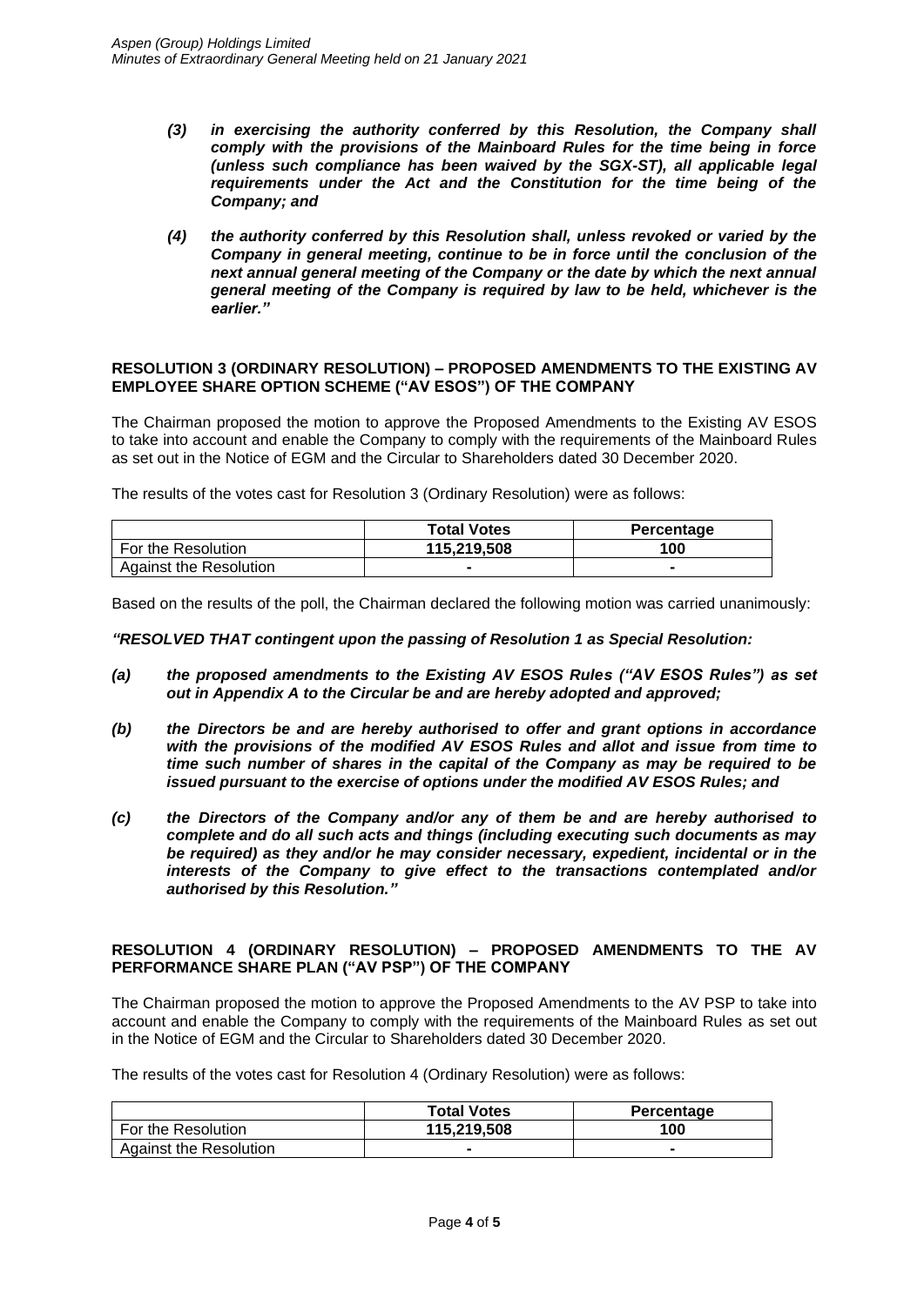*(3) in exercising the authority conferred by this Resolution, the Company shall comply with the provisions of the Mainboard Rules for the time being in force (unless such compliance has been waived by the SGX-ST), all applicable legal requirements under the Act and the Constitution for the time being of the Company; and*

*(4) the authority conferred by this Resolution shall, unless revoked or varied by the Company in general meeting, continue to be in force until the conclusion of the next annual general meeting of the Company or the date by which the next annual general meeting of the Company is required by law to be held, whichever is the earlier."*

**RESOLUTION 3 (ORDINARY RESOLUTION) – PROPOSED AMENDMENTS TO THE EXISTING AV EMPLOYEE SHARE OPTION SCHEME ("AV ESOS") OF THE COMPANY**

The Chairman proposed the motion to approve the Proposed Amendments to the Existing AV ESOS to take into account and enable the Company to comply with the requirements of the Mainboard Rules as set out in the Notice of EGM and the Circular to Shareholders dated 30 December 2020.

The results of the votes cast for Resolution 3 (Ordinary Resolution) were as follows:

| | Total Votes | Percentage |
|---|---|---|
| For the Resolution | 115,219,508 | 100 |
| Against the Resolution | - | - |

Based on the results of the poll, the Chairman declared the following motion was carried unanimously:

***"RESOLVED THAT contingent upon the passing of Resolution 1 as Special Resolution:***

***(a) the proposed amendments to the Existing AV ESOS Rules ("AV ESOS Rules") as set out in Appendix A to the Circular be and are hereby adopted and approved;***

***(b) the Directors be and are hereby authorised to offer and grant options in accordance with the provisions of the modified AV ESOS Rules and allot and issue from time to time such number of shares in the capital of the Company as may be required to be issued pursuant to the exercise of options under the modified AV ESOS Rules; and***

***(c) the Directors of the Company and/or any of them be and are hereby authorised to complete and do all such acts and things (including executing such documents as may be required) as they and/or he may consider necessary, expedient, incidental or in the interests of the Company to give effect to the transactions contemplated and/or authorised by this Resolution."***

**RESOLUTION 4 (ORDINARY RESOLUTION) – PROPOSED AMENDMENTS TO THE AV PERFORMANCE SHARE PLAN ("AV PSP") OF THE COMPANY**

The Chairman proposed the motion to approve the Proposed Amendments to the AV PSP to take into account and enable the Company to comply with the requirements of the Mainboard Rules as set out in the Notice of EGM and the Circular to Shareholders dated 30 December 2020.

The results of the votes cast for Resolution 4 (Ordinary Resolution) were as follows:

| | Total Votes | Percentage |
|---|---|---|
| For the Resolution | 115,219,508 | 100 |
| Against the Resolution | - | - |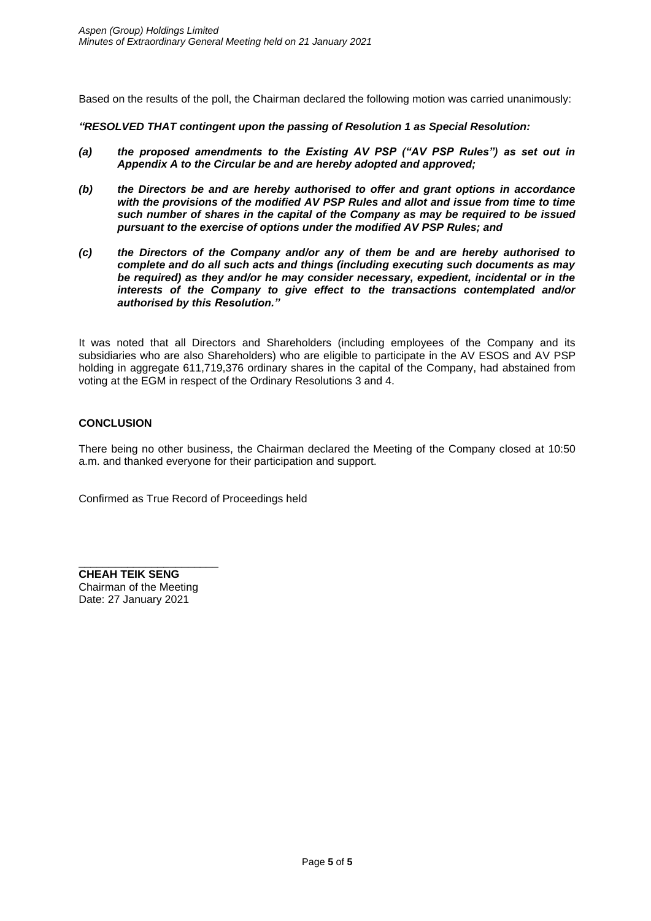Based on the results of the poll, the Chairman declared the following motion was carried unanimously:

***"RESOLVED THAT contingent upon the passing of Resolution 1 as Special Resolution:***

***(a) the proposed amendments to the Existing AV PSP ("AV PSP Rules") as set out in Appendix A to the Circular be and are hereby adopted and approved;***

***(b) the Directors be and are hereby authorised to offer and grant options in accordance with the provisions of the modified AV PSP Rules and allot and issue from time to time such number of shares in the capital of the Company as may be required to be issued pursuant to the exercise of options under the modified AV PSP Rules; and***

***(c) the Directors of the Company and/or any of them be and are hereby authorised to complete and do all such acts and things (including executing such documents as may be required) as they and/or he may consider necessary, expedient, incidental or in the interests of the Company to give effect to the transactions contemplated and/or authorised by this Resolution."***

It was noted that all Directors and Shareholders (including employees of the Company and its subsidiaries who are also Shareholders) who are eligible to participate in the AV ESOS and AV PSP holding in aggregate 611,719,376 ordinary shares in the capital of the Company, had abstained from voting at the EGM in respect of the Ordinary Resolutions 3 and 4.

**CONCLUSION**

There being no other business, the Chairman declared the Meeting of the Company closed at 10:50 a.m. and thanked everyone for their participation and support.

Confirmed as True Record of Proceedings held

\_\_\_\_\_\_\_\_\_\_\_\_\_\_\_\_\_\_\_\_\_\_\_\_

**CHEAH TEIK SENG**
Chairman of the Meeting
Date: 27 January 2021